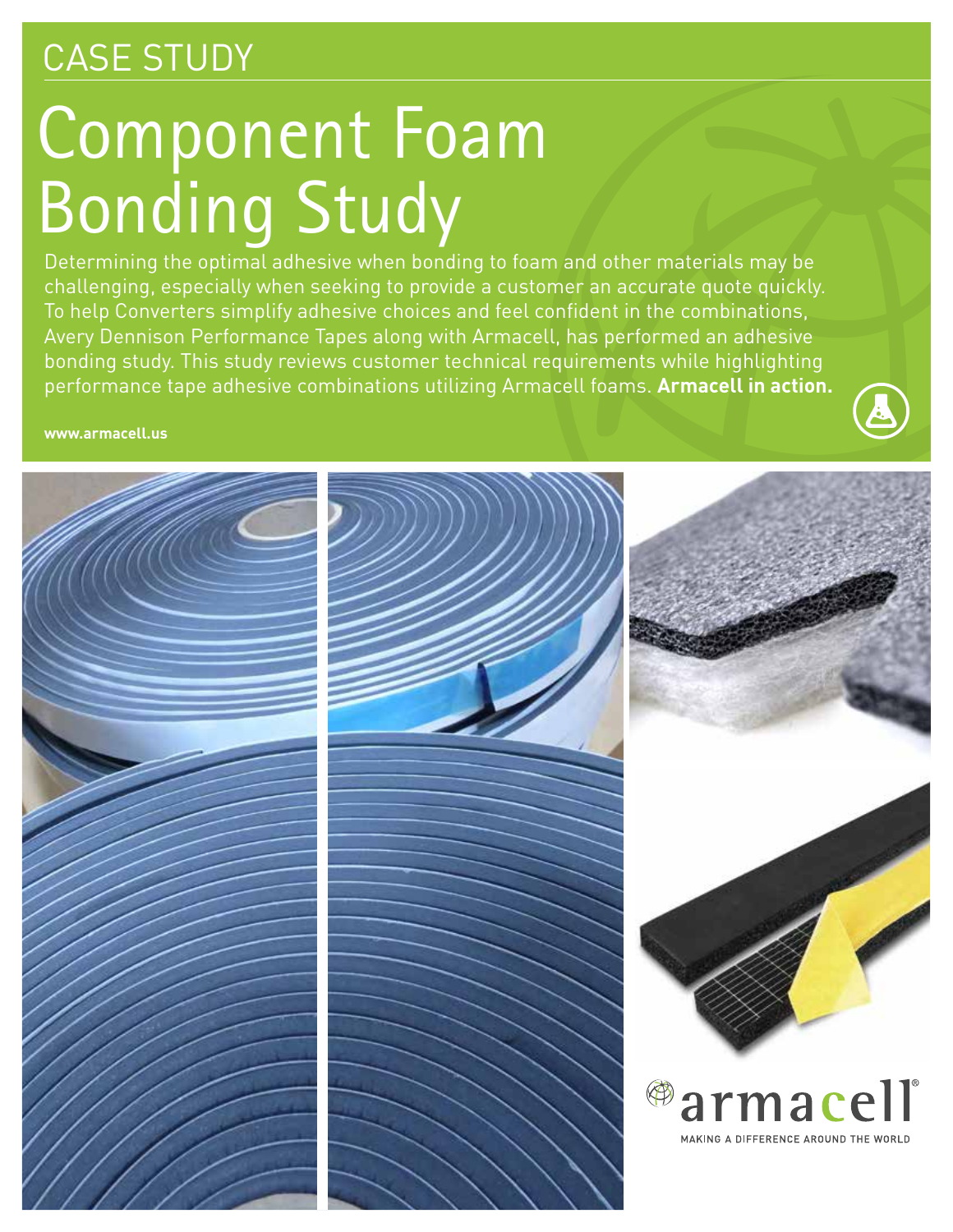CASE STUDY

# Component Foam Bonding Study

Determining the optimal adhesive when bonding to foam and other materials may be challenging, especially when seeking to provide a customer an accurate quote quickly. To help Converters simplify adhesive choices and feel confident in the combinations, Avery Dennison Performance Tapes along with Armacell, has performed an adhesive bonding study. This study reviews customer technical requirements while highlighting performance tape adhesive combinations utilizing Armacell foams. **Armacell in action.**

**www.armacell.us**

armacell

MAKING A DIFFERENCE AROUND THE WORLD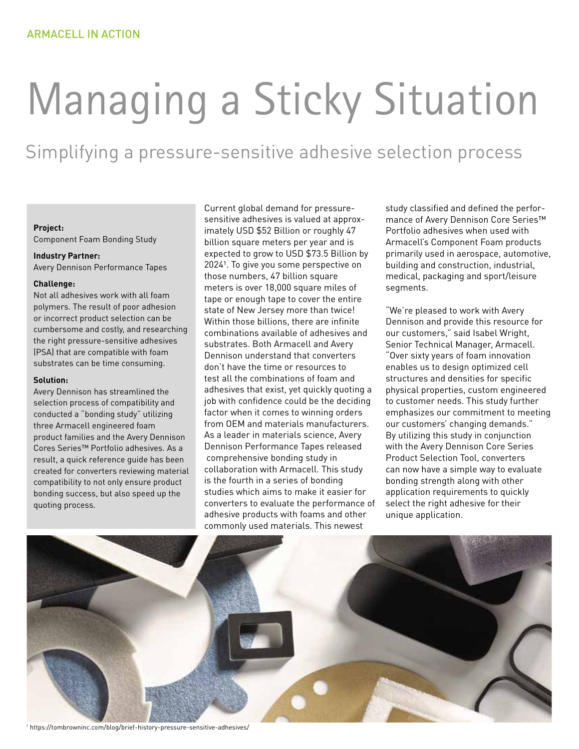ARMACELL IN ACTION

# Managing a Sticky Situation

## Simplifying a pressure-sensitive adhesive selection process

**Project:**
Component Foam Bonding Study

**Industry Partner:**
Avery Dennison Performance Tapes

**Challenge:**
Not all adhesives work with all foam polymers. The result of poor adhesion or incorrect product selection can be cumbersome and costly, and researching the right pressure-sensitive adhesives (PSA) that are compatible with foam substrates can be time consuming.

**Solution:**
Avery Dennison has streamlined the selection process of compatibility and conducted a "bonding study" utilizing three Armacell engineered foam product families and the Avery Dennison Cores Series™ Portfolio adhesives. As a result, a quick reference guide has been created for converters reviewing material compatibility to not only ensure product bonding success, but also speed up the quoting process.

Current global demand for pressure-sensitive adhesives is valued at approximately USD $52 Billion or roughly 47 billion square meters per year and is expected to grow to USD $73.5 Billion by 2024[1]. To give you some perspective on those numbers, 47 billion square meters is over 18,000 square miles of tape or enough tape to cover the entire state of New Jersey more than twice! Within those billions, there are infinite combinations available of adhesives and substrates. Both Armacell and Avery Dennison understand that converters don't have the time or resources to test all the combinations of foam and adhesives that exist, yet quickly quoting a job with confidence could be the deciding factor when it comes to winning orders from OEM and materials manufacturers. As a leader in materials science, Avery Dennison Performance Tapes released comprehensive bonding study in collaboration with Armacell. This study is the fourth in a series of bonding studies which aims to make it easier for converters to evaluate the performance of adhesive products with foams and other commonly used materials. This newest study classified and defined the performance of Avery Dennison Core Series™ Portfolio adhesives when used with Armacell's Component Foam products primarily used in aerospace, automotive, building and construction, industrial, medical, packaging and sport/leisure segments.

"We're pleased to work with Avery Dennison and provide this resource for our customers," said Isabel Wright, Senior Technical Manager, Armacell. "Over sixty years of foam innovation enables us to design optimized cell structures and densities for specific physical properties, custom engineered to customer needs. This study further emphasizes our commitment to meeting our customers' changing demands." By utilizing this study in conjunction with the Avery Dennison Core Series Product Selection Tool, converters can now have a simple way to evaluate bonding strength along with other application requirements to quickly select the right adhesive for their unique application.

[1] https://tombrowninc.com/blog/brief-history-pressure-sensitive-adhesives/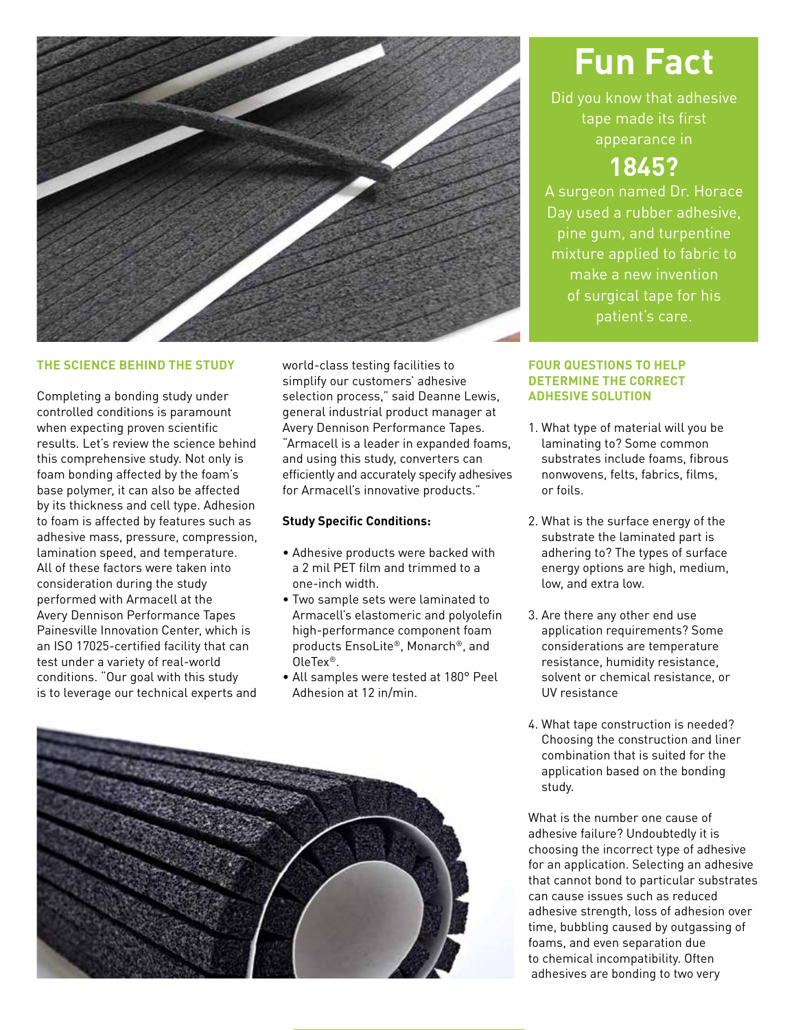## Fun Fact

Did you know that adhesive tape made its first appearance in

**1845?**

A surgeon named Dr. Horace Day used a rubber adhesive, pine gum, and turpentine mixture applied to fabric to make a new invention of surgical tape for his patient's care.

### THE SCIENCE BEHIND THE STUDY

Completing a bonding study under controlled conditions is paramount when expecting proven scientific results. Let's review the science behind this comprehensive study. Not only is foam bonding affected by the foam's base polymer, it can also be affected by its thickness and cell type. Adhesion to foam is affected by features such as adhesive mass, pressure, compression, lamination speed, and temperature. All of these factors were taken into consideration during the study performed with Armacell at the Avery Dennison Performance Tapes Painesville Innovation Center, which is an ISO 17025-certified facility that can test under a variety of real-world conditions. "Our goal with this study is to leverage our technical experts and world-class testing facilities to simplify our customers' adhesive selection process," said Deanne Lewis, general industrial product manager at Avery Dennison Performance Tapes. "Armacell is a leader in expanded foams, and using this study, converters can efficiently and accurately specify adhesives for Armacell's innovative products."

**Study Specific Conditions:**

- Adhesive products were backed with a 2 mil PET film and trimmed to a one-inch width.
- Two sample sets were laminated to Armacell's elastomeric and polyolefin high-performance component foam products EnsoLite®, Monarch®, and OleTex®.
- All samples were tested at 180° Peel Adhesion at 12 in/min.

### FOUR QUESTIONS TO HELP DETERMINE THE CORRECT ADHESIVE SOLUTION

1. What type of material will you be laminating to? Some common substrates include foams, fibrous nonwovens, felts, fabrics, films, or foils.
2. What is the surface energy of the substrate the laminated part is adhering to? The types of surface energy options are high, medium, low, and extra low.
3. Are there any other end use application requirements? Some considerations are temperature resistance, humidity resistance, solvent or chemical resistance, or UV resistance
4. What tape construction is needed? Choosing the construction and liner combination that is suited for the application based on the bonding study.

What is the number one cause of adhesive failure? Undoubtedly it is choosing the incorrect type of adhesive for an application. Selecting an adhesive that cannot bond to particular substrates can cause issues such as reduced adhesive strength, loss of adhesion over time, bubbling caused by outgassing of foams, and even separation due to chemical incompatibility. Often adhesives are bonding to two very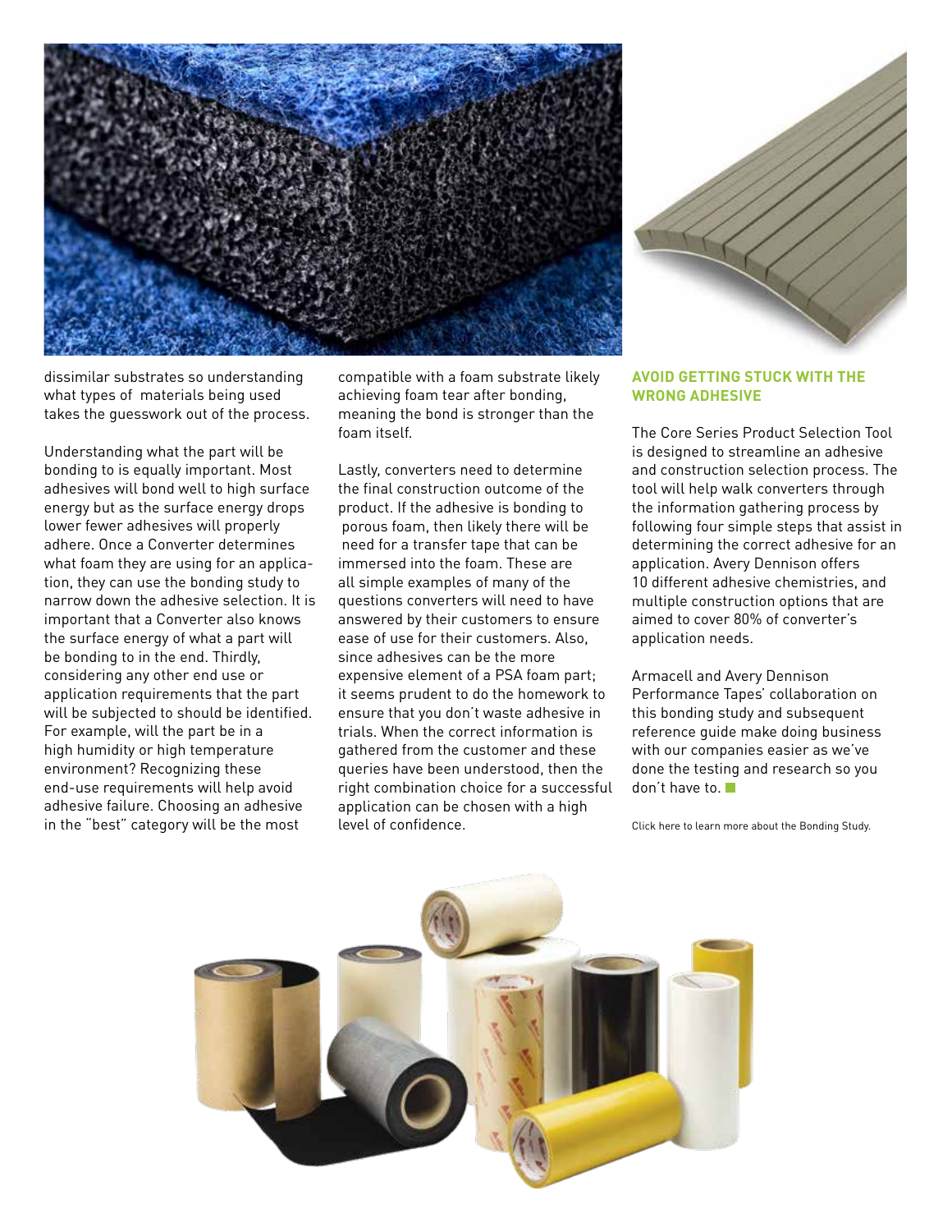dissimilar substrates so understanding what types of materials being used takes the guesswork out of the process.

Understanding what the part will be bonding to is equally important. Most adhesives will bond well to high surface energy but as the surface energy drops lower fewer adhesives will properly adhere. Once a Converter determines what foam they are using for an application, they can use the bonding study to narrow down the adhesive selection. It is important that a Converter also knows the surface energy of what a part will be bonding to in the end. Thirdly, considering any other end use or application requirements that the part will be subjected to should be identified. For example, will the part be in a high humidity or high temperature environment? Recognizing these end-use requirements will help avoid adhesive failure. Choosing an adhesive in the "best" category will be the most compatible with a foam substrate likely achieving foam tear after bonding, meaning the bond is stronger than the foam itself.

Lastly, converters need to determine the final construction outcome of the product. If the adhesive is bonding to porous foam, then likely there will be need for a transfer tape that can be immersed into the foam. These are all simple examples of many of the questions converters will need to have answered by their customers to ensure ease of use for their customers. Also, since adhesives can be the more expensive element of a PSA foam part; it seems prudent to do the homework to ensure that you don't waste adhesive in trials. When the correct information is gathered from the customer and these queries have been understood, then the right combination choice for a successful application can be chosen with a high level of confidence.

## AVOID GETTING STUCK WITH THE WRONG ADHESIVE

The Core Series Product Selection Tool is designed to streamline an adhesive and construction selection process. The tool will help walk converters through the information gathering process by following four simple steps that assist in determining the correct adhesive for an application. Avery Dennison offers 10 different adhesive chemistries, and multiple construction options that are aimed to cover 80% of converter's application needs.

Armacell and Avery Dennison Performance Tapes' collaboration on this bonding study and subsequent reference guide make doing business with our companies easier as we've done the testing and research so you don't have to.

Click here to learn more about the Bonding Study.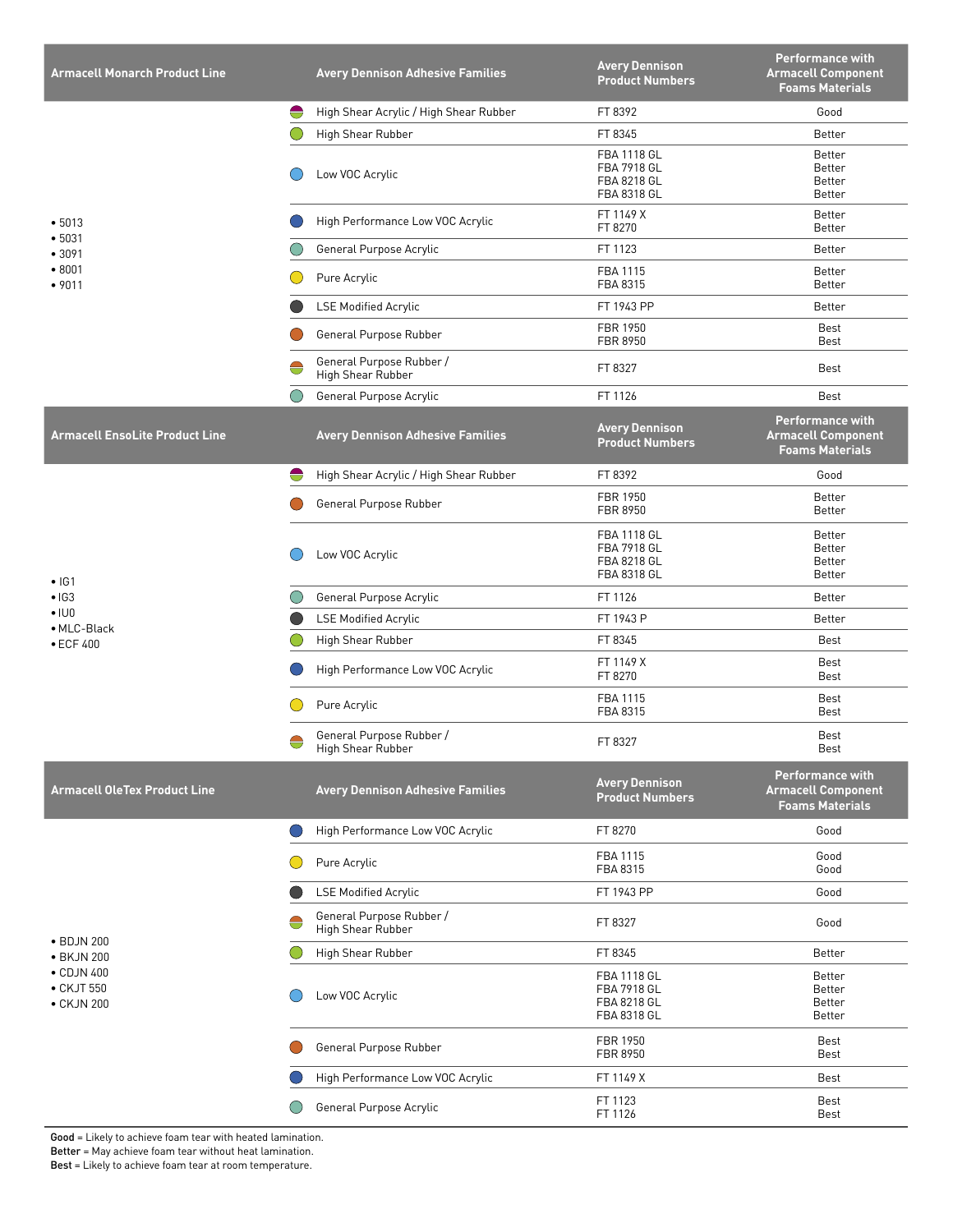| Armacell Monarch Product Line | Avery Dennison Adhesive Families | Avery Dennison Product Numbers | Performance with Armacell Component Foams Materials |
|---|---|---|---|
| • 5013<br>• 5031<br>• 3091<br>• 8001<br>• 9011 | High Shear Acrylic / High Shear Rubber | FT 8392 | Good |
| | High Shear Rubber | FT 8345 | Better |
| | Low VOC Acrylic | FBA 1118 GL<br>FBA 7918 GL<br>FBA 8218 GL<br>FBA 8318 GL | Better<br>Better<br>Better<br>Better |
| | High Performance Low VOC Acrylic | FT 1149 X<br>FT 8270 | Better<br>Better |
| | General Purpose Acrylic | FT 1123 | Better |
| | Pure Acrylic | FBA 1115<br>FBA 8315 | Better<br>Better |
| | LSE Modified Acrylic | FT 1943 PP | Better |
| | General Purpose Rubber | FBR 1950<br>FBR 8950 | Best<br>Best |
| | General Purpose Rubber / High Shear Rubber | FT 8327 | Best |
| | General Purpose Acrylic | FT 1126 | Best |

| Armacell EnsoLite Product Line | Avery Dennison Adhesive Families | Avery Dennison Product Numbers | Performance with Armacell Component Foams Materials |
|---|---|---|---|
| • IG1<br>• IG3<br>• IU0<br>• MLC-Black<br>• ECF 400 | High Shear Acrylic / High Shear Rubber | FT 8392 | Good |
| | General Purpose Rubber | FBR 1950<br>FBR 8950 | Better<br>Better |
| | Low VOC Acrylic | FBA 1118 GL<br>FBA 7918 GL<br>FBA 8218 GL<br>FBA 8318 GL | Better<br>Better<br>Better<br>Better |
| | General Purpose Acrylic | FT 1126 | Better |
| | LSE Modified Acrylic | FT 1943 P | Better |
| | High Shear Rubber | FT 8345 | Best |
| | High Performance Low VOC Acrylic | FT 1149 X<br>FT 8270 | Best<br>Best |
| | Pure Acrylic | FBA 1115<br>FBA 8315 | Best<br>Best |
| | General Purpose Rubber / High Shear Rubber | FT 8327 | Best<br>Best |

| Armacell OleTex Product Line | Avery Dennison Adhesive Families | Avery Dennison Product Numbers | Performance with Armacell Component Foams Materials |
|---|---|---|---|
| • BDJN 200<br>• BKJN 200<br>• CDJN 400<br>• CKJT 550<br>• CKJN 200 | High Performance Low VOC Acrylic | FT 8270 | Good |
| | Pure Acrylic | FBA 1115<br>FBA 8315 | Good<br>Good |
| | LSE Modified Acrylic | FT 1943 PP | Good |
| | General Purpose Rubber / High Shear Rubber | FT 8327 | Good |
| | High Shear Rubber | FT 8345 | Better |
| | Low VOC Acrylic | FBA 1118 GL<br>FBA 7918 GL<br>FBA 8218 GL<br>FBA 8318 GL | Better<br>Better<br>Better<br>Better |
| | General Purpose Rubber | FBR 1950<br>FBR 8950 | Best<br>Best |
| | High Performance Low VOC Acrylic | FT 1149 X | Best |
| | General Purpose Acrylic | FT 1123<br>FT 1126 | Best<br>Best |

**Good** = Likely to achieve foam tear with heated lamination.
**Better** = May achieve foam tear without heat lamination.
**Best** = Likely to achieve foam tear at room temperature.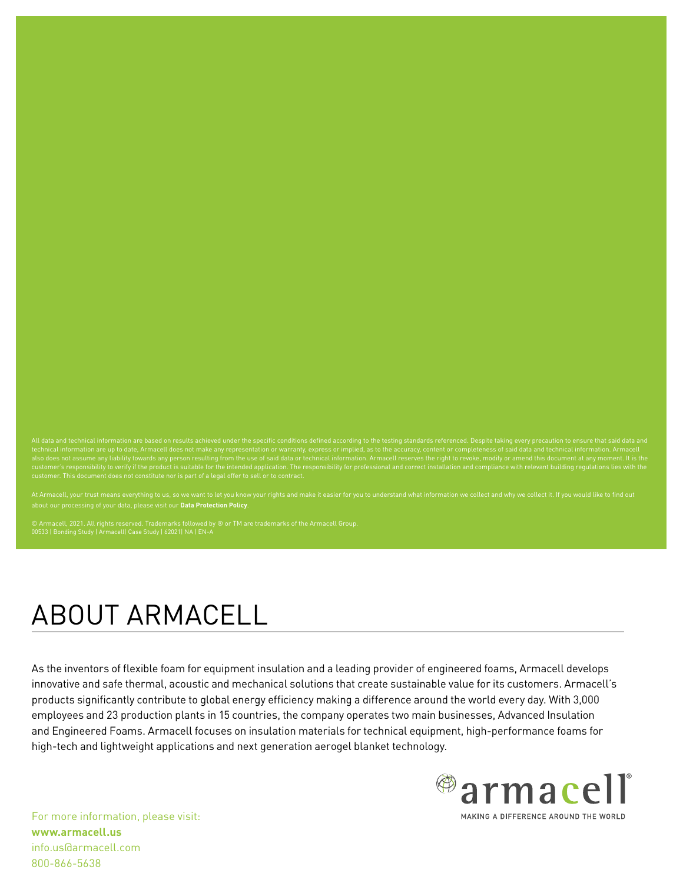All data and technical information are based on results achieved under the specific conditions defined according to the testing standards referenced. Despite taking every precaution to ensure that said data and technical information are up to date, Armacell does not make any representation or warranty, express or implied, as to the accuracy, content or completeness of said data and technical information. Armacell also does not assume any liability towards any person resulting from the use of said data or technical information. Armacell reserves the right to revoke, modify or amend this document at any moment. It is the customer's responsibility to verify if the product is suitable for the intended application. The responsibility for professional and correct installation and compliance with relevant building regulations lies with the customer. This document does not constitute nor is part of a legal offer to sell or to contract.

At Armacell, your trust means everything to us, so we want to let you know your rights and make it easier for you to understand what information we collect and why we collect it. If you would like to find out about our processing of your data, please visit our **Data Protection Policy**.

© Armacell, 2021. All rights reserved. Trademarks followed by ® or TM are trademarks of the Armacell Group.
00533 | Bonding Study | Armacell| Case Study | 62021| NA | EN-A

# ABOUT ARMACELL

As the inventors of flexible foam for equipment insulation and a leading provider of engineered foams, Armacell develops innovative and safe thermal, acoustic and mechanical solutions that create sustainable value for its customers. Armacell's products significantly contribute to global energy efficiency making a difference around the world every day. With 3,000 employees and 23 production plants in 15 countries, the company operates two main businesses, Advanced Insulation and Engineered Foams. Armacell focuses on insulation materials for technical equipment, high-performance foams for high-tech and lightweight applications and next generation aerogel blanket technology.

armacell®
MAKING A DIFFERENCE AROUND THE WORLD

For more information, please visit:
**www.armacell.us**
info.us@armacell.com
800-866-5638